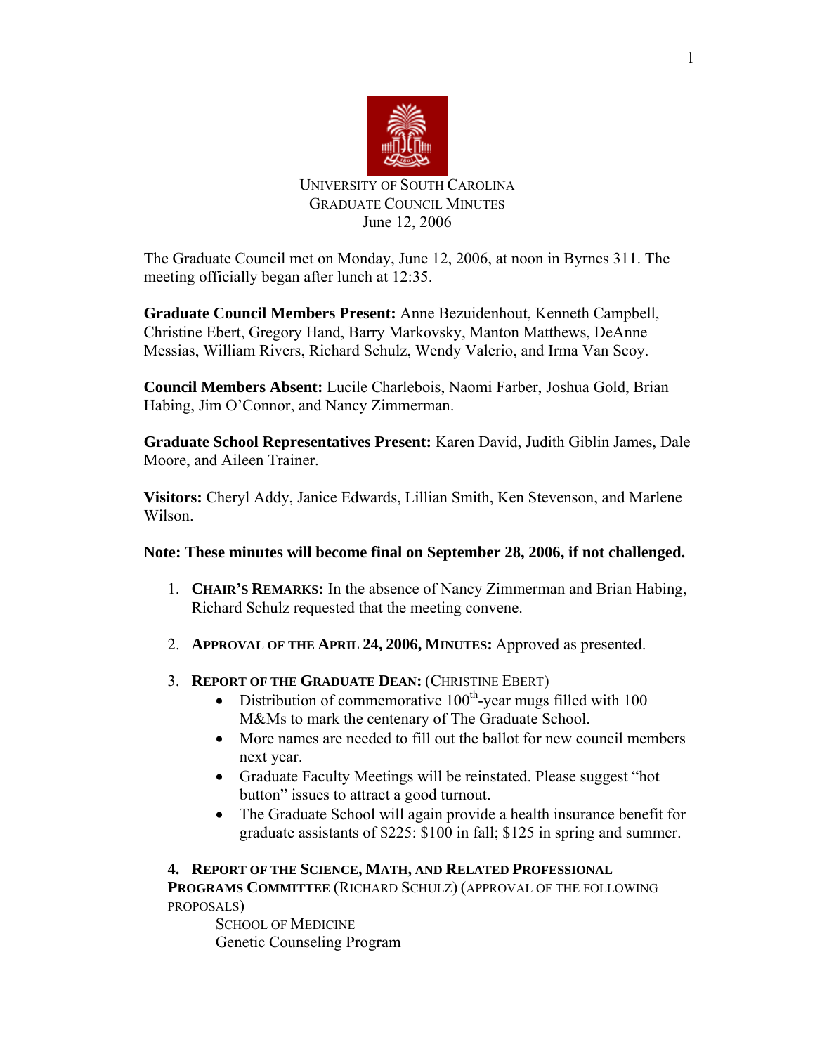# UNIVERSITY OF SOUTH CAROLINA
## GRADUATE COUNCIL MINUTES
June 12, 2006

The Graduate Council met on Monday, June 12, 2006, at noon in Byrnes 311. The meeting officially began after lunch at 12:35.

**Graduate Council Members Present:** Anne Bezuidenhout, Kenneth Campbell, Christine Ebert, Gregory Hand, Barry Markovsky, Manton Matthews, DeAnne Messias, William Rivers, Richard Schulz, Wendy Valerio, and Irma Van Scoy.

**Council Members Absent:** Lucile Charlebois, Naomi Farber, Joshua Gold, Brian Habing, Jim O'Connor, and Nancy Zimmerman.

**Graduate School Representatives Present:** Karen David, Judith Giblin James, Dale Moore, and Aileen Trainer.

**Visitors:** Cheryl Addy, Janice Edwards, Lillian Smith, Ken Stevenson, and Marlene Wilson.

**Note: These minutes will become final on September 28, 2006, if not challenged.**

1. **CHAIR'S REMARKS:** In the absence of Nancy Zimmerman and Brian Habing, Richard Schulz requested that the meeting convene.

2. **APPROVAL OF THE APRIL 24, 2006, MINUTES:** Approved as presented.

3. **REPORT OF THE GRADUATE DEAN:** (CHRISTINE EBERT)
   - Distribution of commemorative 100th-year mugs filled with 100 M&Ms to mark the centenary of The Graduate School.
   - More names are needed to fill out the ballot for new council members next year.
   - Graduate Faculty Meetings will be reinstated. Please suggest "hot button" issues to attract a good turnout.
   - The Graduate School will again provide a health insurance benefit for graduate assistants of $225: $100 in fall; $125 in spring and summer.

**4. REPORT OF THE SCIENCE, MATH, AND RELATED PROFESSIONAL PROGRAMS COMMITTEE** (RICHARD SCHULZ) (APPROVAL OF THE FOLLOWING PROPOSALS)

SCHOOL OF MEDICINE
Genetic Counseling Program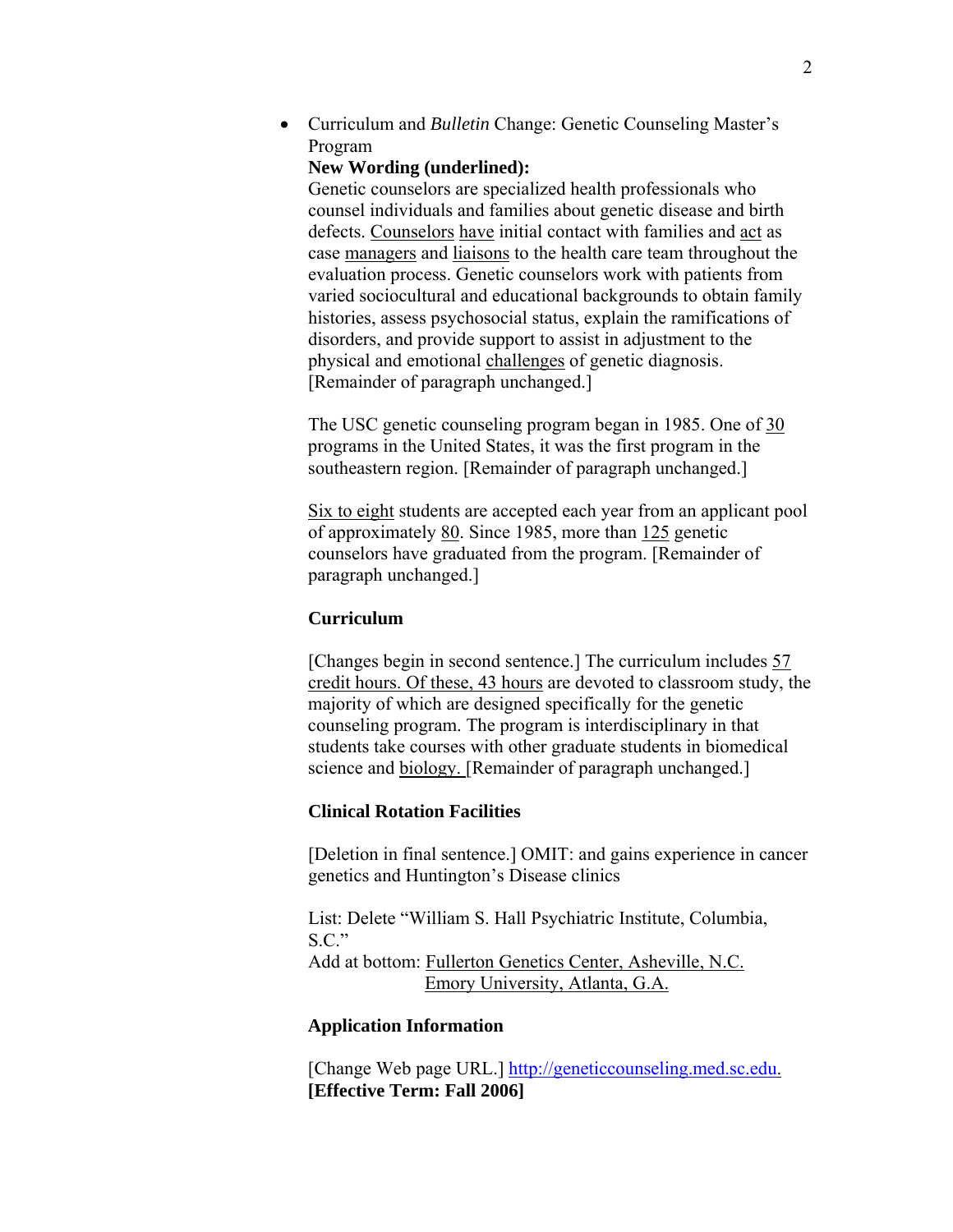- Curriculum and *Bulletin* Change: Genetic Counseling Master's Program

  **New Wording (underlined):**

  Genetic counselors are specialized health professionals who counsel individuals and families about genetic disease and birth defects. <u>Counselors</u> <u>have</u> initial contact with families and <u>act</u> as case <u>managers</u> and <u>liaisons</u> to the health care team throughout the evaluation process. Genetic counselors work with patients from varied sociocultural and educational backgrounds to obtain family histories, assess psychosocial status, explain the ramifications of disorders, and provide support to assist in adjustment to the physical and emotional <u>challenges</u> of genetic diagnosis. [Remainder of paragraph unchanged.]

  The USC genetic counseling program began in 1985. One of <u>30</u> programs in the United States, it was the first program in the southeastern region. [Remainder of paragraph unchanged.]

  <u>Six to eight</u> students are accepted each year from an applicant pool of approximately <u>80</u>. Since 1985, more than <u>125</u> genetic counselors have graduated from the program. [Remainder of paragraph unchanged.]

  **Curriculum**

  [Changes begin in second sentence.] The curriculum includes <u>57 credit hours. Of these, 43 hours</u> are devoted to classroom study, the majority of which are designed specifically for the genetic counseling program. The program is interdisciplinary in that students take courses with other graduate students in biomedical science and <u>biology.</u> [Remainder of paragraph unchanged.]

  **Clinical Rotation Facilities**

  [Deletion in final sentence.] OMIT: and gains experience in cancer genetics and Huntington's Disease clinics

  List: Delete "William S. Hall Psychiatric Institute, Columbia, S.C."
  Add at bottom: <u>Fullerton Genetics Center, Asheville, N.C.</u>
  <u>Emory University, Atlanta, G.A.</u>

  **Application Information**

  [Change Web page URL.] http://geneticcounseling.med.sc.edu.
  **[Effective Term: Fall 2006]**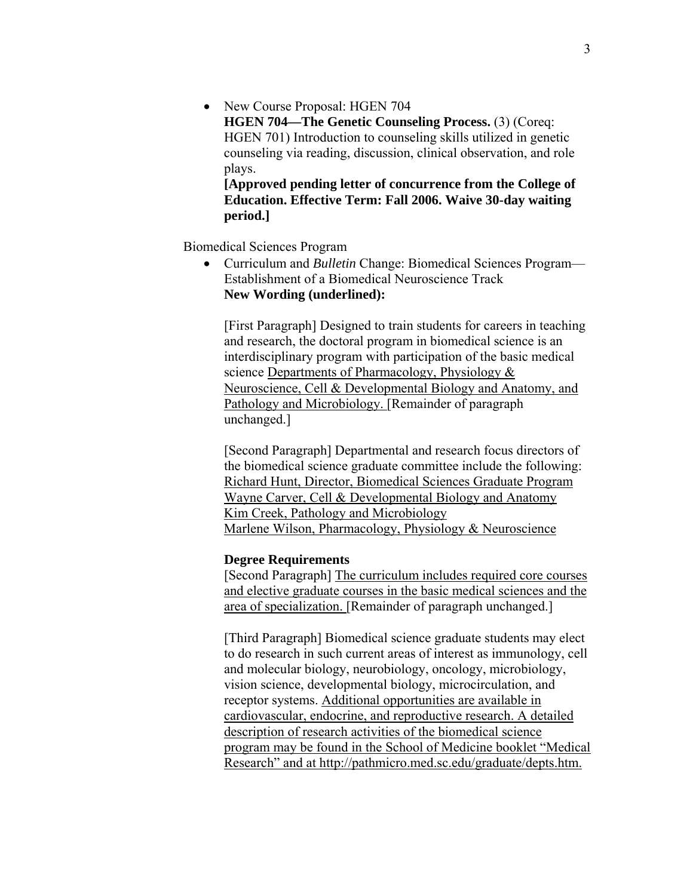- New Course Proposal: HGEN 704
  **HGEN 704—The Genetic Counseling Process.** (3) (Coreq: HGEN 701) Introduction to counseling skills utilized in genetic counseling via reading, discussion, clinical observation, and role plays.
  **[Approved pending letter of concurrence from the College of Education. Effective Term: Fall 2006. Waive 30-day waiting period.]**

Biomedical Sciences Program

- Curriculum and *Bulletin* Change: Biomedical Sciences Program—Establishment of a Biomedical Neuroscience Track
  **New Wording (underlined):**

  [First Paragraph] Designed to train students for careers in teaching and research, the doctoral program in biomedical science is an interdisciplinary program with participation of the basic medical science <u>Departments of Pharmacology, Physiology & Neuroscience, Cell & Developmental Biology and Anatomy, and Pathology and Microbiology.</u> [Remainder of paragraph unchanged.]

  [Second Paragraph] Departmental and research focus directors of the biomedical science graduate committee include the following:
  <u>Richard Hunt, Director, Biomedical Sciences Graduate Program</u>
  <u>Wayne Carver, Cell & Developmental Biology and Anatomy</u>
  <u>Kim Creek, Pathology and Microbiology</u>
  <u>Marlene Wilson, Pharmacology, Physiology & Neuroscience</u>

  **Degree Requirements**
  [Second Paragraph] <u>The curriculum includes required core courses and elective graduate courses in the basic medical sciences and the area of specialization.</u> [Remainder of paragraph unchanged.]

  [Third Paragraph] Biomedical science graduate students may elect to do research in such current areas of interest as immunology, cell and molecular biology, neurobiology, oncology, microbiology, vision science, developmental biology, microcirculation, and receptor systems. <u>Additional opportunities are available in cardiovascular, endocrine, and reproductive research. A detailed description of research activities of the biomedical science program may be found in the School of Medicine booklet "Medical Research" and at http://pathmicro.med.sc.edu/graduate/depts.htm.</u>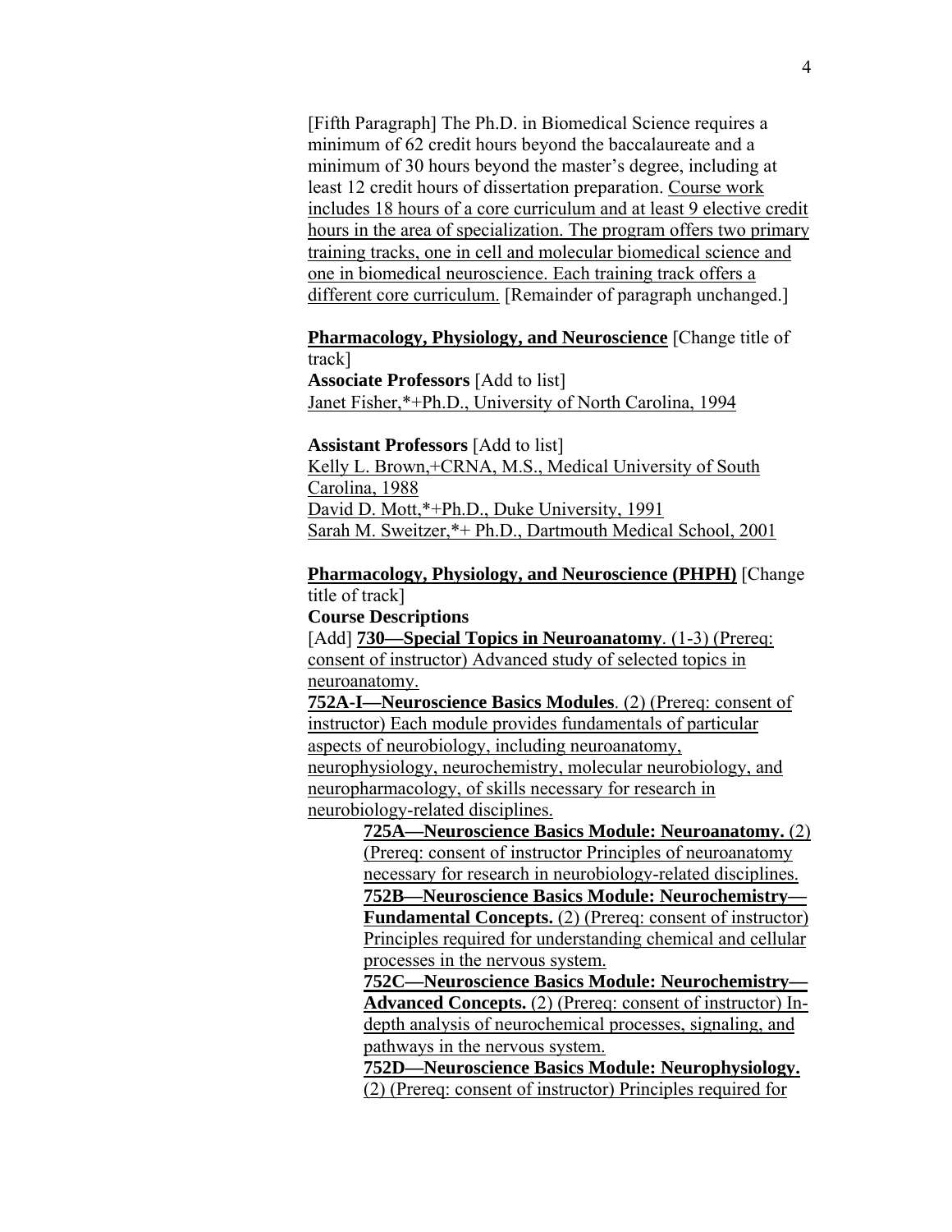[Fifth Paragraph] The Ph.D. in Biomedical Science requires a minimum of 62 credit hours beyond the baccalaureate and a minimum of 30 hours beyond the master's degree, including at least 12 credit hours of dissertation preparation. Course work includes 18 hours of a core curriculum and at least 9 elective credit hours in the area of specialization. The program offers two primary training tracks, one in cell and molecular biomedical science and one in biomedical neuroscience. Each training track offers a different core curriculum. [Remainder of paragraph unchanged.]

**Pharmacology, Physiology, and Neuroscience** [Change title of track]

**Associate Professors** [Add to list]
Janet Fisher,*+Ph.D., University of North Carolina, 1994

**Assistant Professors** [Add to list]
Kelly L. Brown,+CRNA, M.S., Medical University of South Carolina, 1988
David D. Mott,*+Ph.D., Duke University, 1991
Sarah M. Sweitzer,*+ Ph.D., Dartmouth Medical School, 2001

**Pharmacology, Physiology, and Neuroscience (PHPH)** [Change title of track]

**Course Descriptions**

[Add] **730—Special Topics in Neuroanatomy**. (1-3) (Prereq: consent of instructor) Advanced study of selected topics in neuroanatomy.

**752A-I—Neuroscience Basics Modules**. (2) (Prereq: consent of instructor) Each module provides fundamentals of particular aspects of neurobiology, including neuroanatomy, neurophysiology, neurochemistry, molecular neurobiology, and neuropharmacology, of skills necessary for research in neurobiology-related disciplines.

> **725A—Neuroscience Basics Module: Neuroanatomy.** (2) (Prereq: consent of instructor Principles of neuroanatomy necessary for research in neurobiology-related disciplines.
>
> **752B—Neuroscience Basics Module: Neurochemistry—Fundamental Concepts.** (2) (Prereq: consent of instructor) Principles required for understanding chemical and cellular processes in the nervous system.
>
> **752C—Neuroscience Basics Module: Neurochemistry—Advanced Concepts.** (2) (Prereq: consent of instructor) In-depth analysis of neurochemical processes, signaling, and pathways in the nervous system.
>
> **752D—Neuroscience Basics Module: Neurophysiology.** (2) (Prereq: consent of instructor) Principles required for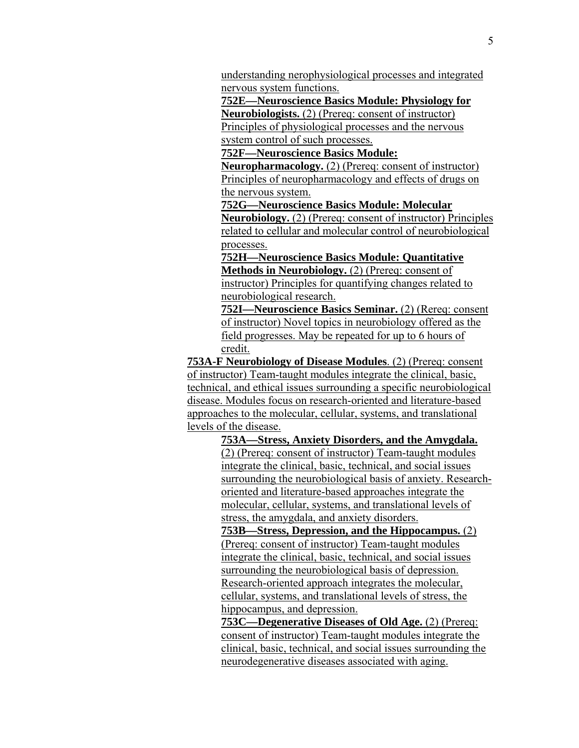understanding nerophysiological processes and integrated nervous system functions.

**752E—Neuroscience Basics Module: Physiology for Neurobiologists.** (2) (Prereq: consent of instructor) Principles of physiological processes and the nervous system control of such processes.

**752F—Neuroscience Basics Module: Neuropharmacology.** (2) (Prereq: consent of instructor) Principles of neuropharmacology and effects of drugs on the nervous system.

**752G—Neuroscience Basics Module: Molecular Neurobiology.** (2) (Prereq: consent of instructor) Principles related to cellular and molecular control of neurobiological processes.

**752H—Neuroscience Basics Module: Quantitative Methods in Neurobiology.** (2) (Prereq: consent of instructor) Principles for quantifying changes related to neurobiological research.

**752I—Neuroscience Basics Seminar.** (2) (Rereq: consent of instructor) Novel topics in neurobiology offered as the field progresses. May be repeated for up to 6 hours of credit.

**753A-F Neurobiology of Disease Modules**. (2) (Prereq: consent of instructor) Team-taught modules integrate the clinical, basic, technical, and ethical issues surrounding a specific neurobiological disease. Modules focus on research-oriented and literature-based approaches to the molecular, cellular, systems, and translational levels of the disease.

**753A—Stress, Anxiety Disorders, and the Amygdala.** (2) (Prereq: consent of instructor) Team-taught modules integrate the clinical, basic, technical, and social issues surrounding the neurobiological basis of anxiety. Research-oriented and literature-based approaches integrate the molecular, cellular, systems, and translational levels of stress, the amygdala, and anxiety disorders.

**753B—Stress, Depression, and the Hippocampus.** (2) (Prereq: consent of instructor) Team-taught modules integrate the clinical, basic, technical, and social issues surrounding the neurobiological basis of depression. Research-oriented approach integrates the molecular, cellular, systems, and translational levels of stress, the hippocampus, and depression.

**753C—Degenerative Diseases of Old Age.** (2) (Prereq: consent of instructor) Team-taught modules integrate the clinical, basic, technical, and social issues surrounding the neurodegenerative diseases associated with aging.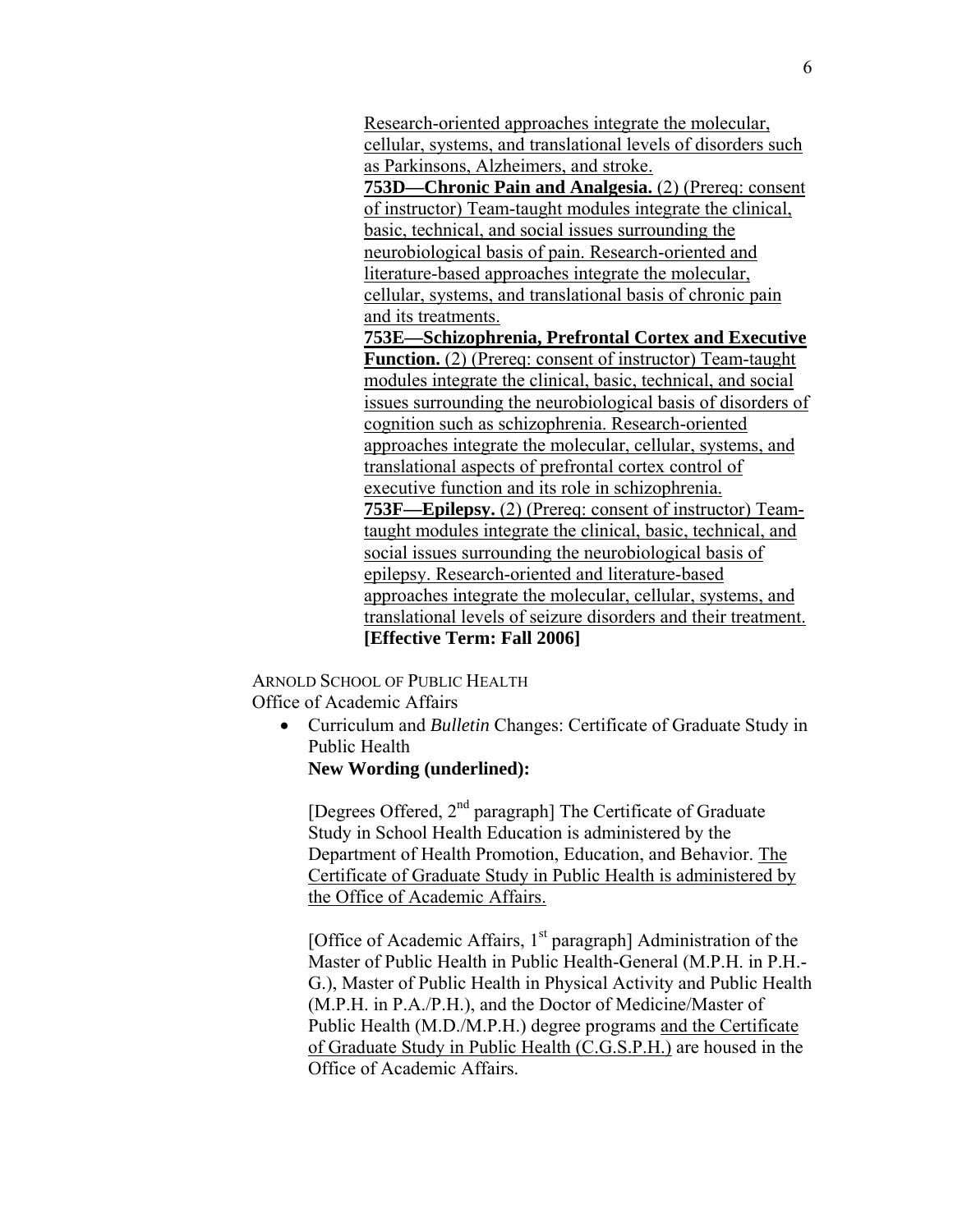Research-oriented approaches integrate the molecular, cellular, systems, and translational levels of disorders such as Parkinsons, Alzheimers, and stroke.

**753D—Chronic Pain and Analgesia.** (2) (Prereq: consent of instructor) Team-taught modules integrate the clinical, basic, technical, and social issues surrounding the neurobiological basis of pain. Research-oriented and literature-based approaches integrate the molecular, cellular, systems, and translational basis of chronic pain and its treatments.

**753E—Schizophrenia, Prefrontal Cortex and Executive Function.** (2) (Prereq: consent of instructor) Team-taught modules integrate the clinical, basic, technical, and social issues surrounding the neurobiological basis of disorders of cognition such as schizophrenia. Research-oriented approaches integrate the molecular, cellular, systems, and translational aspects of prefrontal cortex control of executive function and its role in schizophrenia.

**753F—Epilepsy.** (2) (Prereq: consent of instructor) Team-taught modules integrate the clinical, basic, technical, and social issues surrounding the neurobiological basis of epilepsy. Research-oriented and literature-based approaches integrate the molecular, cellular, systems, and translational levels of seizure disorders and their treatment.

**[Effective Term: Fall 2006]**

ARNOLD SCHOOL OF PUBLIC HEALTH
Office of Academic Affairs

- Curriculum and *Bulletin* Changes: Certificate of Graduate Study in Public Health

  **New Wording (underlined):**

  [Degrees Offered, 2nd paragraph] The Certificate of Graduate Study in School Health Education is administered by the Department of Health Promotion, Education, and Behavior. The Certificate of Graduate Study in Public Health is administered by the Office of Academic Affairs.

  [Office of Academic Affairs, 1st paragraph] Administration of the Master of Public Health in Public Health-General (M.P.H. in P.H.-G.), Master of Public Health in Physical Activity and Public Health (M.P.H. in P.A./P.H.), and the Doctor of Medicine/Master of Public Health (M.D./M.P.H.) degree programs and the Certificate of Graduate Study in Public Health (C.G.S.P.H.) are housed in the Office of Academic Affairs.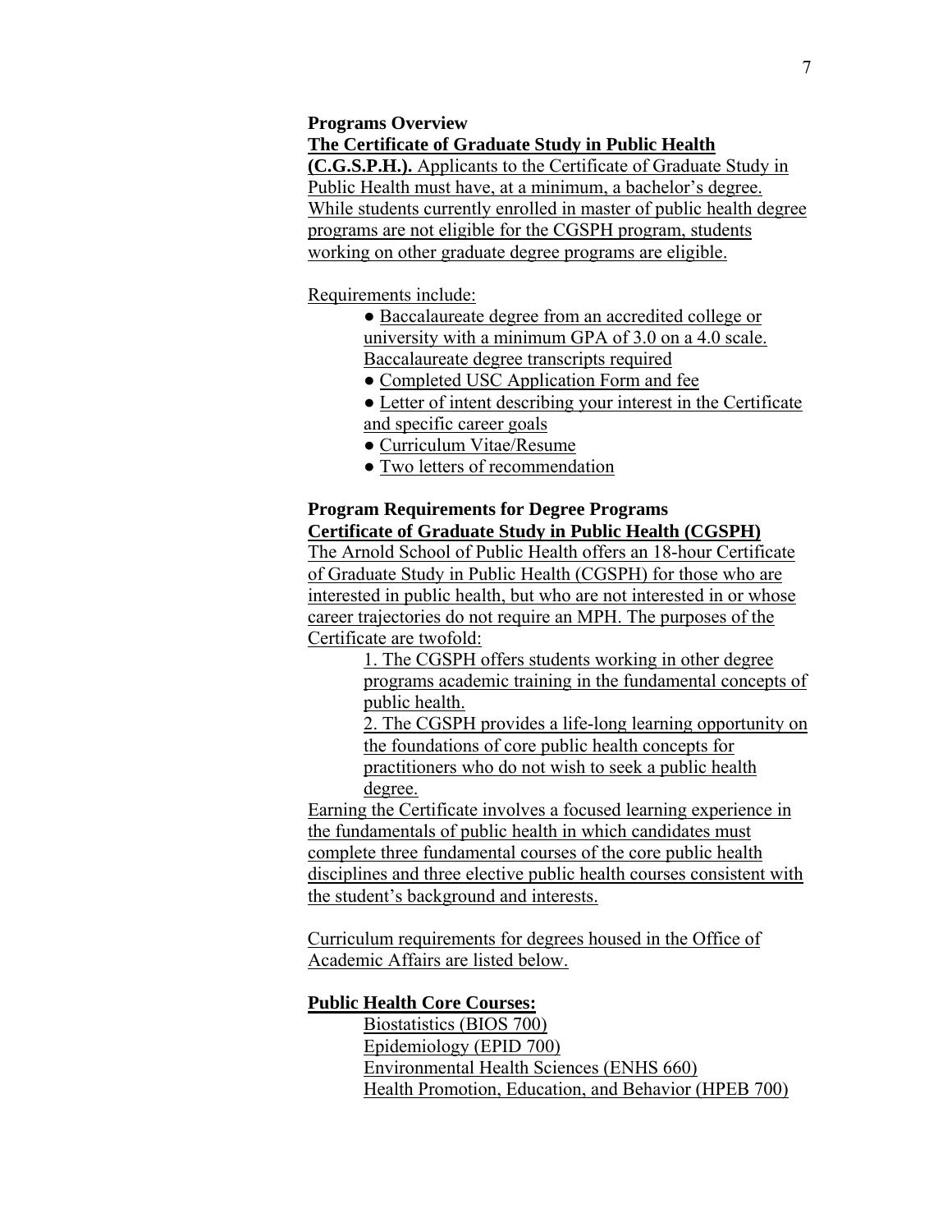**Programs Overview**

**The Certificate of Graduate Study in Public Health (C.G.S.P.H.).** Applicants to the Certificate of Graduate Study in Public Health must have, at a minimum, a bachelor's degree. While students currently enrolled in master of public health degree programs are not eligible for the CGSPH program, students working on other graduate degree programs are eligible.

Requirements include:

- Baccalaureate degree from an accredited college or university with a minimum GPA of 3.0 on a 4.0 scale. Baccalaureate degree transcripts required
- Completed USC Application Form and fee
- Letter of intent describing your interest in the Certificate and specific career goals
- Curriculum Vitae/Resume
- Two letters of recommendation

**Program Requirements for Degree Programs**

**Certificate of Graduate Study in Public Health (CGSPH)**

The Arnold School of Public Health offers an 18-hour Certificate of Graduate Study in Public Health (CGSPH) for those who are interested in public health, but who are not interested in or whose career trajectories do not require an MPH. The purposes of the Certificate are twofold:

1. The CGSPH offers students working in other degree programs academic training in the fundamental concepts of public health.
2. The CGSPH provides a life-long learning opportunity on the foundations of core public health concepts for practitioners who do not wish to seek a public health degree.

Earning the Certificate involves a focused learning experience in the fundamentals of public health in which candidates must complete three fundamental courses of the core public health disciplines and three elective public health courses consistent with the student's background and interests.

Curriculum requirements for degrees housed in the Office of Academic Affairs are listed below.

**Public Health Core Courses:**

Biostatistics (BIOS 700)
Epidemiology (EPID 700)
Environmental Health Sciences (ENHS 660)
Health Promotion, Education, and Behavior (HPEB 700)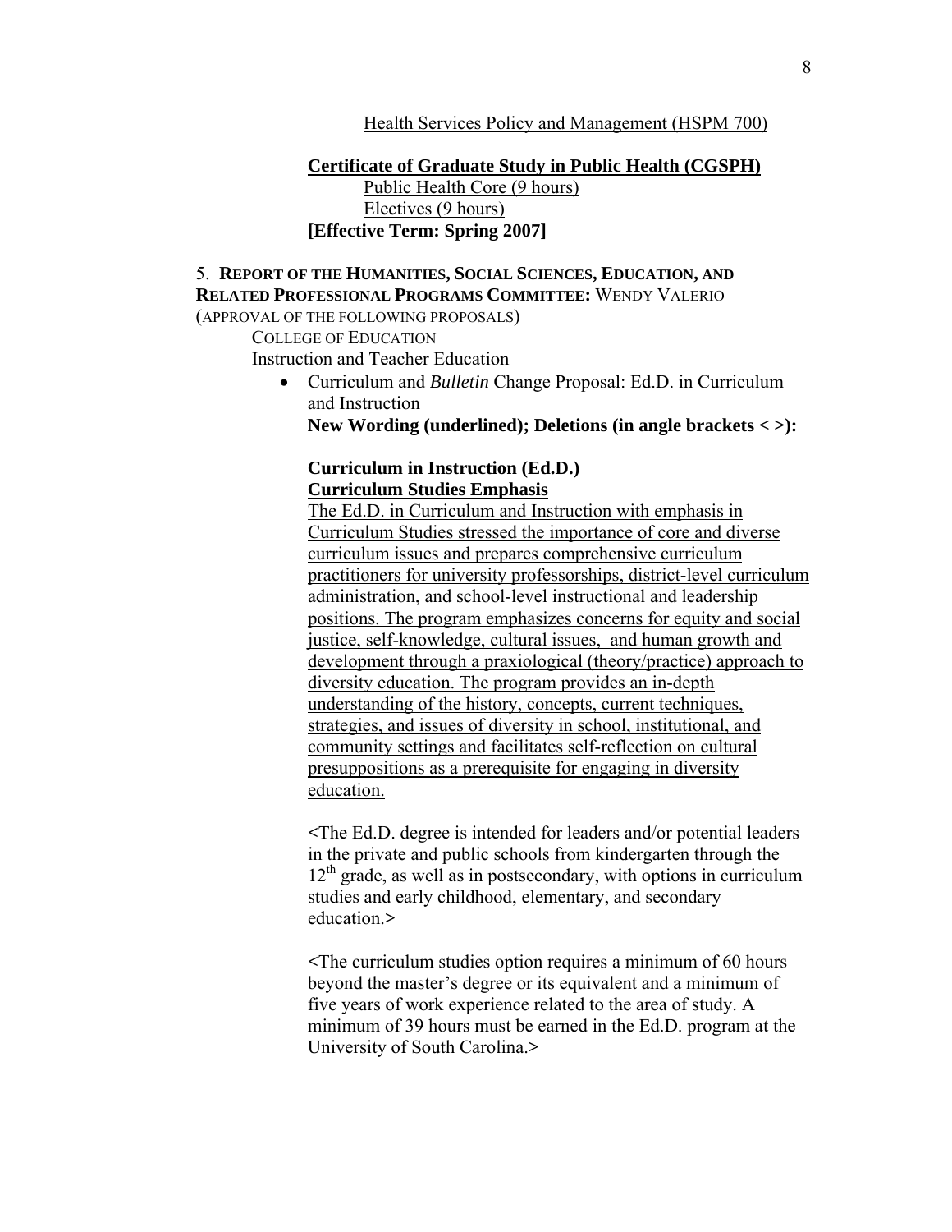<u>Health Services Policy and Management (HSPM 700)</u>

**<u>Certificate of Graduate Study in Public Health (CGSPH)</u>**

<u>Public Health Core (9 hours)</u>
<u>Electives (9 hours)</u>

**[Effective Term: Spring 2007]**

5. **REPORT OF THE HUMANITIES, SOCIAL SCIENCES, EDUCATION, AND RELATED PROFESSIONAL PROGRAMS COMMITTEE:** WENDY VALERIO (APPROVAL OF THE FOLLOWING PROPOSALS)

COLLEGE OF EDUCATION

Instruction and Teacher Education

- Curriculum and *Bulletin* Change Proposal: Ed.D. in Curriculum and Instruction

  **New Wording (underlined); Deletions (in angle brackets < >):**

  **Curriculum in Instruction (Ed.D.)**
  **<u>Curriculum Studies Emphasis</u>**

  <u>The Ed.D. in Curriculum and Instruction with emphasis in Curriculum Studies stressed the importance of core and diverse curriculum issues and prepares comprehensive curriculum practitioners for university professorships, district-level curriculum administration, and school-level instructional and leadership positions. The program emphasizes concerns for equity and social justice, self-knowledge, cultural issues, and human growth and development through a praxiological (theory/practice) approach to diversity education. The program provides an in-depth understanding of the history, concepts, current techniques, strategies, and issues of diversity in school, institutional, and community settings and facilitates self-reflection on cultural presuppositions as a prerequisite for engaging in diversity education.</u>

  <The Ed.D. degree is intended for leaders and/or potential leaders in the private and public schools from kindergarten through the 12th grade, as well as in postsecondary, with options in curriculum studies and early childhood, elementary, and secondary education.>

  <The curriculum studies option requires a minimum of 60 hours beyond the master's degree or its equivalent and a minimum of five years of work experience related to the area of study. A minimum of 39 hours must be earned in the Ed.D. program at the University of South Carolina.>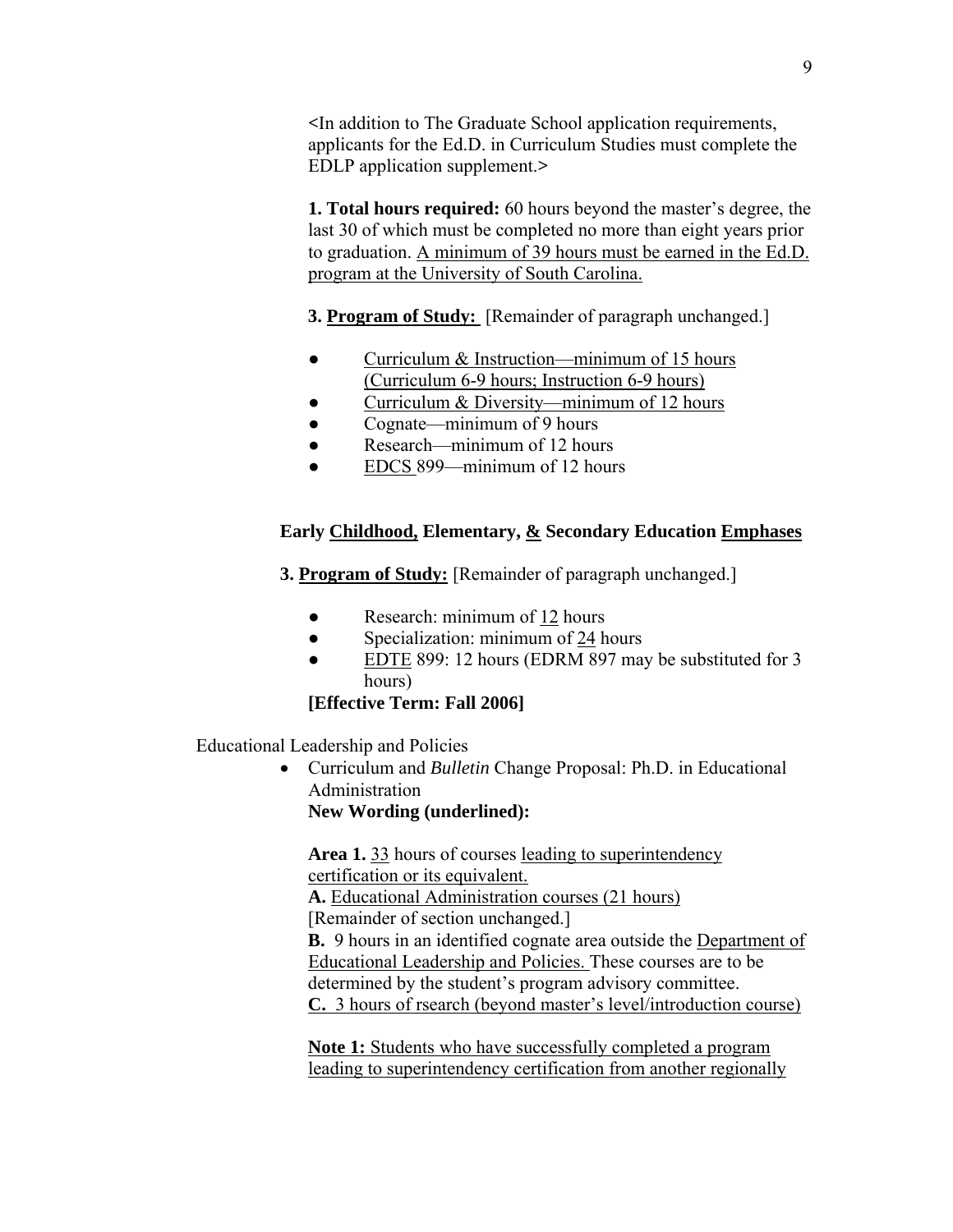<In addition to The Graduate School application requirements, applicants for the Ed.D. in Curriculum Studies must complete the EDLP application supplement.>

**1. Total hours required:** 60 hours beyond the master's degree, the last 30 of which must be completed no more than eight years prior to graduation. <u>A minimum of 39 hours must be earned in the Ed.D. program at the University of South Carolina.</u>

**3. <u>Program of Study:</u>** [Remainder of paragraph unchanged.]

- <u>Curriculum & Instruction—minimum of 15 hours (Curriculum 6-9 hours; Instruction 6-9 hours)</u>
- <u>Curriculum & Diversity—minimum of 12 hours</u>
- Cognate—minimum of 9 hours
- Research—minimum of 12 hours
- <u>EDCS</u> 899—minimum of 12 hours

**Early <u>Childhood,</u> Elementary, <u>&</u> Secondary Education <u>Emphases</u>**

**3. <u>Program of Study:</u>** [Remainder of paragraph unchanged.]

- Research: minimum of <u>12</u> hours
- Specialization: minimum of <u>24</u> hours
- <u>EDTE</u> 899: 12 hours (EDRM 897 may be substituted for 3 hours)

**[Effective Term: Fall 2006]**

Educational Leadership and Policies

- Curriculum and *Bulletin* Change Proposal: Ph.D. in Educational Administration
  **New Wording (underlined):**

  **Area 1.** <u>33</u> hours of courses <u>leading to superintendency certification or its equivalent.</u>
  **A.** <u>Educational Administration courses (21 hours)</u>
  [Remainder of section unchanged.]
  **B.** 9 hours in an identified cognate area outside the <u>Department of Educational Leadership and Policies.</u> These courses are to be determined by the student's program advisory committee.
  <u>**C.** 3 hours of rsearch (beyond master's level/introduction course)</u>

  <u>**Note 1:** Students who have successfully completed a program leading to superintendency certification from another regionally</u>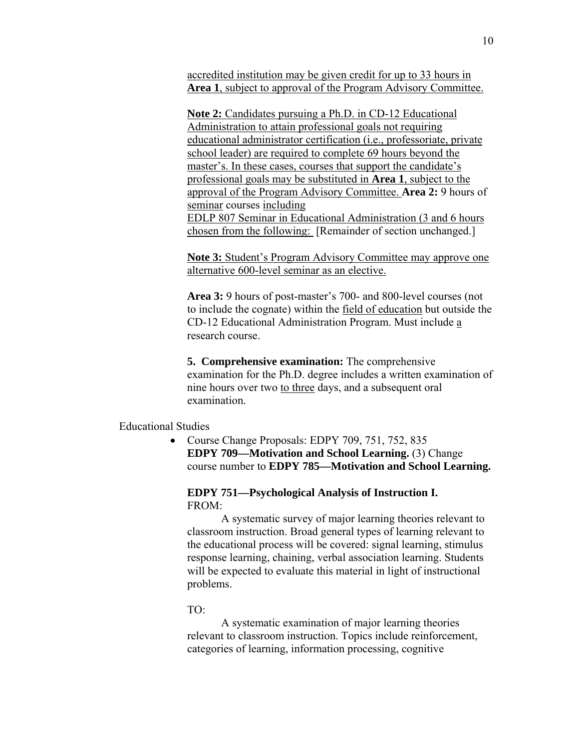accredited institution may be given credit for up to 33 hours in **Area 1**, subject to approval of the Program Advisory Committee.

**Note 2:** Candidates pursuing a Ph.D. in CD-12 Educational Administration to attain professional goals not requiring educational administrator certification (i.e., professoriate, private school leader) are required to complete 69 hours beyond the master's. In these cases, courses that support the candidate's professional goals may be substituted in **Area 1**, subject to the approval of the Program Advisory Committee. **Area 2:** 9 hours of seminar courses including
EDLP 807 Seminar in Educational Administration (3 and 6 hours chosen from the following: [Remainder of section unchanged.]

**Note 3:** Student's Program Advisory Committee may approve one alternative 600-level seminar as an elective.

**Area 3:** 9 hours of post-master's 700- and 800-level courses (not to include the cognate) within the field of education but outside the CD-12 Educational Administration Program. Must include a research course.

**5. Comprehensive examination:** The comprehensive examination for the Ph.D. degree includes a written examination of nine hours over two to three days, and a subsequent oral examination.

Educational Studies

- Course Change Proposals: EDPY 709, 751, 752, 835
  **EDPY 709—Motivation and School Learning.** (3) Change course number to **EDPY 785—Motivation and School Learning.**

  **EDPY 751—Psychological Analysis of Instruction I.**
  FROM:

  A systematic survey of major learning theories relevant to classroom instruction. Broad general types of learning relevant to the educational process will be covered: signal learning, stimulus response learning, chaining, verbal association learning. Students will be expected to evaluate this material in light of instructional problems.

  TO:

  A systematic examination of major learning theories relevant to classroom instruction. Topics include reinforcement, categories of learning, information processing, cognitive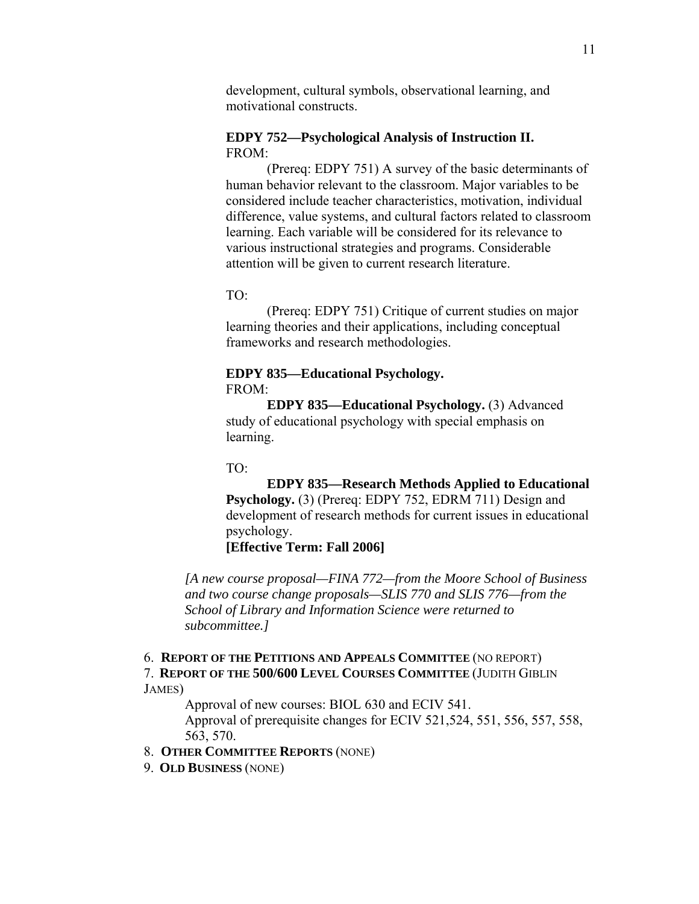development, cultural symbols, observational learning, and motivational constructs.

**EDPY 752—Psychological Analysis of Instruction II.**
FROM:

(Prereq: EDPY 751) A survey of the basic determinants of human behavior relevant to the classroom. Major variables to be considered include teacher characteristics, motivation, individual difference, value systems, and cultural factors related to classroom learning. Each variable will be considered for its relevance to various instructional strategies and programs. Considerable attention will be given to current research literature.

TO:

(Prereq: EDPY 751) Critique of current studies on major learning theories and their applications, including conceptual frameworks and research methodologies.

**EDPY 835—Educational Psychology.**
FROM:

**EDPY 835—Educational Psychology.** (3) Advanced study of educational psychology with special emphasis on learning.

TO:

**EDPY 835—Research Methods Applied to Educational Psychology.** (3) (Prereq: EDPY 752, EDRM 711) Design and development of research methods for current issues in educational psychology.
**[Effective Term: Fall 2006]**

*[A new course proposal—FINA 772—from the Moore School of Business and two course change proposals—SLIS 770 and SLIS 776—from the School of Library and Information Science were returned to subcommittee.]*

6. **REPORT OF THE PETITIONS AND APPEALS COMMITTEE** (NO REPORT)
7. **REPORT OF THE 500/600 LEVEL COURSES COMMITTEE** (JUDITH GIBLIN JAMES)

   Approval of new courses: BIOL 630 and ECIV 541.
   Approval of prerequisite changes for ECIV 521,524, 551, 556, 557, 558, 563, 570.

8. **OTHER COMMITTEE REPORTS** (NONE)
9. **OLD BUSINESS** (NONE)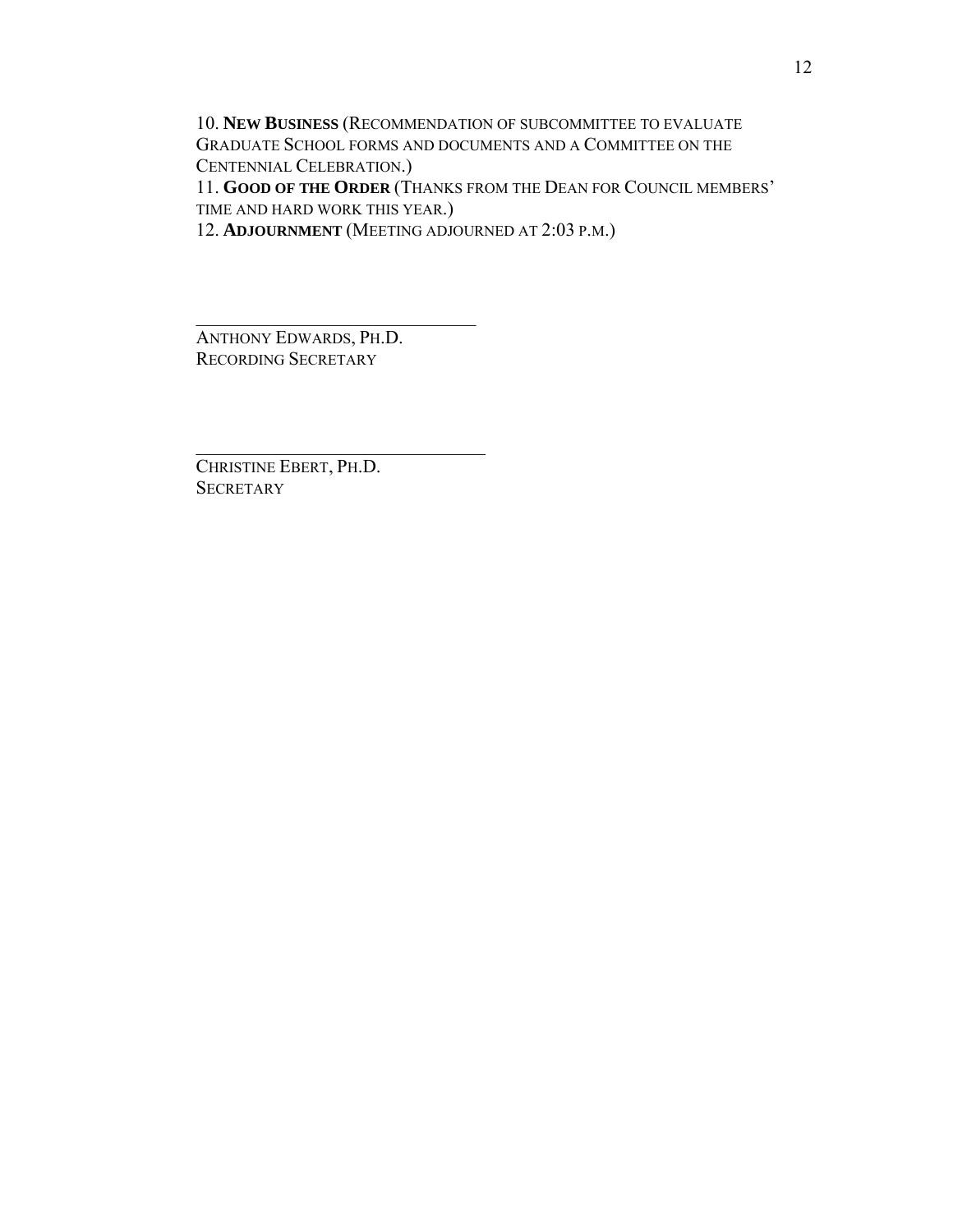10. **New Business** (Recommendation of subcommittee to evaluate Graduate School forms and documents and a Committee on the Centennial Celebration.)

11. **Good of the Order** (Thanks from the Dean for Council members' time and hard work this year.)

12. **Adjournment** (Meeting adjourned at 2:03 p.m.)

________________________________

Anthony Edwards, Ph.D.
Recording Secretary

________________________________

Christine Ebert, Ph.D.
Secretary